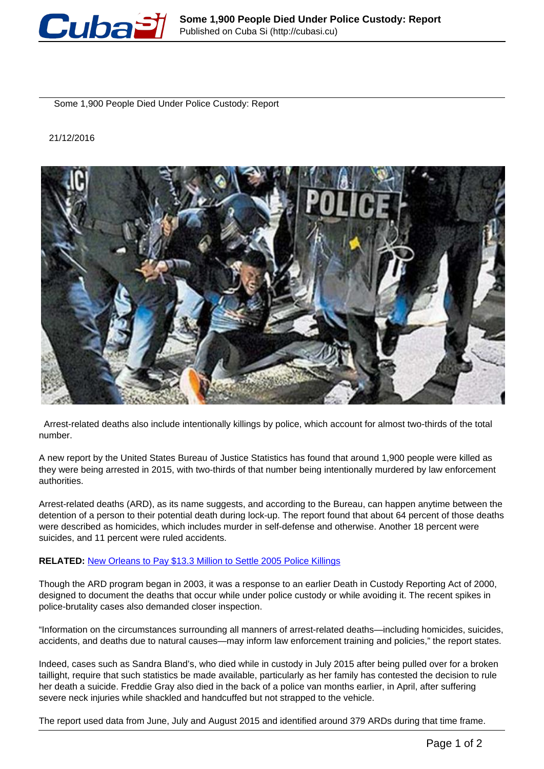# Some 1,900 People Died Under Police Custody: Report

21/12/2016

Arrest-related deaths also include intentionally killings by police, which account for almost two-thirds of the total number.

A new report by the United States Bureau of Justice Statistics has found that around 1,900 people were killed as they were being arrested in 2015, with two-thirds of that number being intentionally murdered by law enforcement authorities.

Arrest-related deaths (ARD), as its name suggests, and according to the Bureau, can happen anytime between the detention of a person to their potential death during lock-up. The report found that about 64 percent of those deaths were described as homicides, which includes murder in self-defense and otherwise. Another 18 percent were suicides, and 11 percent were ruled accidents.

**RELATED:** New Orleans to Pay $13.3 Million to Settle 2005 Police Killings

Though the ARD program began in 2003, it was a response to an earlier Death in Custody Reporting Act of 2000, designed to document the deaths that occur while under police custody or while avoiding it. The recent spikes in police-brutality cases also demanded closer inspection.

"Information on the circumstances surrounding all manners of arrest-related deaths—including homicides, suicides, accidents, and deaths due to natural causes—may inform law enforcement training and policies," the report states.

Indeed, cases such as Sandra Bland's, who died while in custody in July 2015 after being pulled over for a broken taillight, require that such statistics be made available, particularly as her family has contested the decision to rule her death a suicide. Freddie Gray also died in the back of a police van months earlier, in April, after suffering severe neck injuries while shackled and handcuffed but not strapped to the vehicle.

The report used data from June, July and August 2015 and identified around 379 ARDs during that time frame.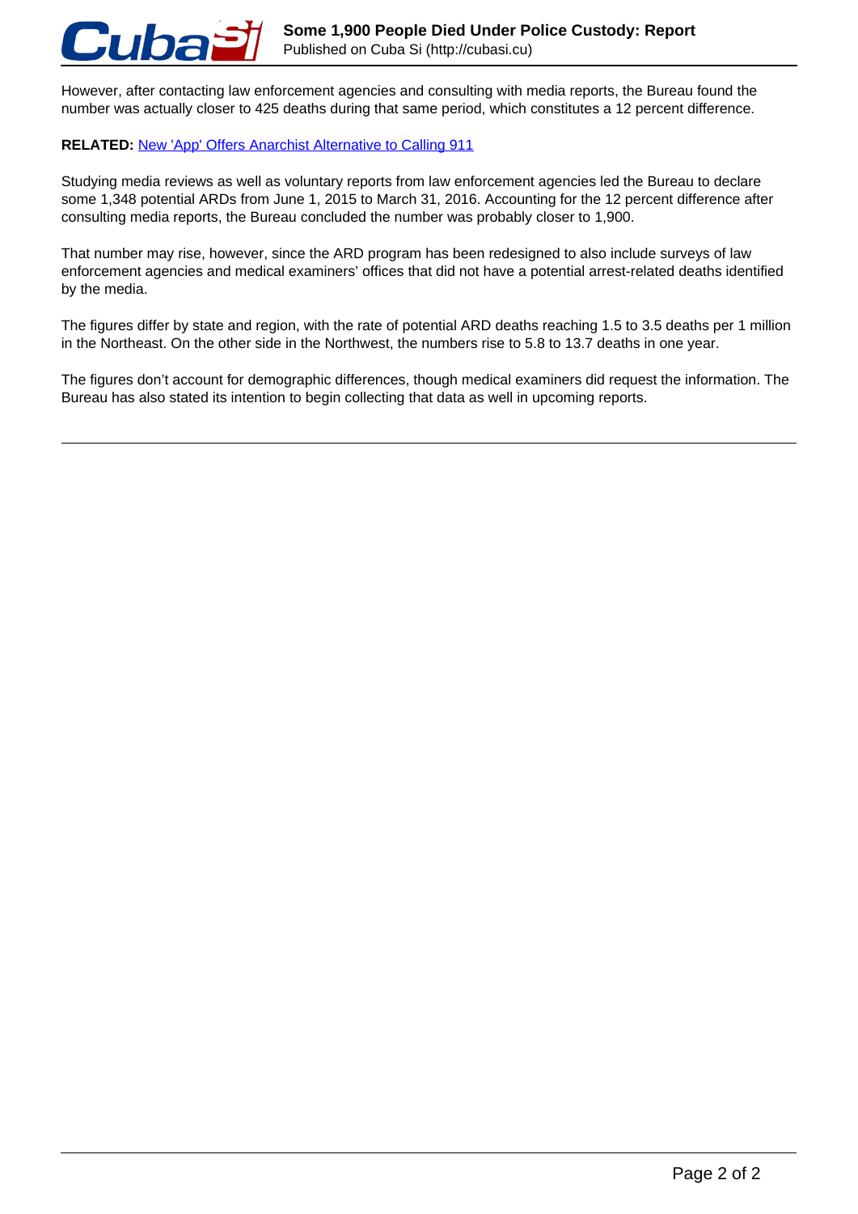However, after contacting law enforcement agencies and consulting with media reports, the Bureau found the number was actually closer to 425 deaths during that same period, which constitutes a 12 percent difference.

**RELATED:** New 'App' Offers Anarchist Alternative to Calling 911

Studying media reviews as well as voluntary reports from law enforcement agencies led the Bureau to declare some 1,348 potential ARDs from June 1, 2015 to March 31, 2016. Accounting for the 12 percent difference after consulting media reports, the Bureau concluded the number was probably closer to 1,900.

That number may rise, however, since the ARD program has been redesigned to also include surveys of law enforcement agencies and medical examiners' offices that did not have a potential arrest-related deaths identified by the media.

The figures differ by state and region, with the rate of potential ARD deaths reaching 1.5 to 3.5 deaths per 1 million in the Northeast. On the other side in the Northwest, the numbers rise to 5.8 to 13.7 deaths in one year.

The figures don't account for demographic differences, though medical examiners did request the information. The Bureau has also stated its intention to begin collecting that data as well in upcoming reports.